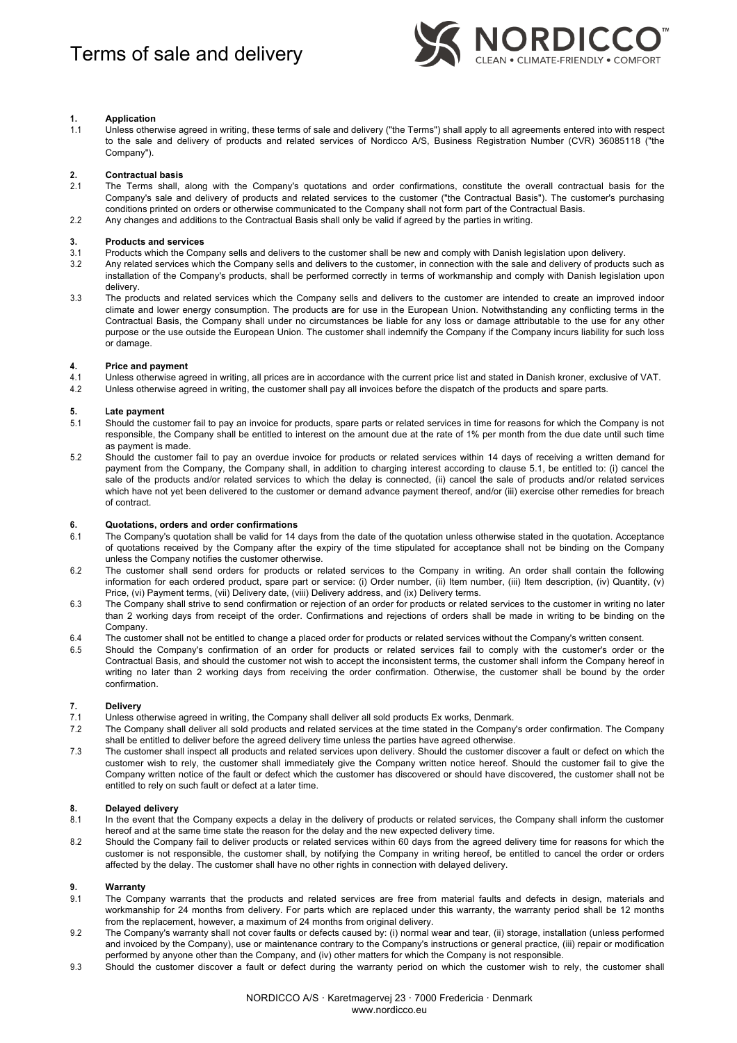# Terms of sale and delivery

NORDICCO™
CLEAN • CLIMATE-FRIENDLY • COMFORT

## 1. Application

1.1 Unless otherwise agreed in writing, these terms of sale and delivery ("the Terms") shall apply to all agreements entered into with respect to the sale and delivery of products and related services of Nordicco A/S, Business Registration Number (CVR) 36085118 ("the Company").

## 2. Contractual basis

2.1 The Terms shall, along with the Company's quotations and order confirmations, constitute the overall contractual basis for the Company's sale and delivery of products and related services to the customer ("the Contractual Basis"). The customer's purchasing conditions printed on orders or otherwise communicated to the Company shall not form part of the Contractual Basis.

2.2 Any changes and additions to the Contractual Basis shall only be valid if agreed by the parties in writing.

## 3. Products and services

3.1 Products which the Company sells and delivers to the customer shall be new and comply with Danish legislation upon delivery.

3.2 Any related services which the Company sells and delivers to the customer, in connection with the sale and delivery of products such as installation of the Company's products, shall be performed correctly in terms of workmanship and comply with Danish legislation upon delivery.

3.3 The products and related services which the Company sells and delivers to the customer are intended to create an improved indoor climate and lower energy consumption. The products are for use in the European Union. Notwithstanding any conflicting terms in the Contractual Basis, the Company shall under no circumstances be liable for any loss or damage attributable to the use for any other purpose or the use outside the European Union. The customer shall indemnify the Company if the Company incurs liability for such loss or damage.

## 4. Price and payment

4.1 Unless otherwise agreed in writing, all prices are in accordance with the current price list and stated in Danish kroner, exclusive of VAT.

4.2 Unless otherwise agreed in writing, the customer shall pay all invoices before the dispatch of the products and spare parts.

## 5. Late payment

5.1 Should the customer fail to pay an invoice for products, spare parts or related services in time for reasons for which the Company is not responsible, the Company shall be entitled to interest on the amount due at the rate of 1% per month from the due date until such time as payment is made.

5.2 Should the customer fail to pay an overdue invoice for products or related services within 14 days of receiving a written demand for payment from the Company, the Company shall, in addition to charging interest according to clause 5.1, be entitled to: (i) cancel the sale of the products and/or related services to which the delay is connected, (ii) cancel the sale of products and/or related services which have not yet been delivered to the customer or demand advance payment thereof, and/or (iii) exercise other remedies for breach of contract.

## 6. Quotations, orders and order confirmations

6.1 The Company's quotation shall be valid for 14 days from the date of the quotation unless otherwise stated in the quotation. Acceptance of quotations received by the Company after the expiry of the time stipulated for acceptance shall not be binding on the Company unless the Company notifies the customer otherwise.

6.2 The customer shall send orders for products or related services to the Company in writing. An order shall contain the following information for each ordered product, spare part or service: (i) Order number, (ii) Item number, (iii) Item description, (iv) Quantity, (v) Price, (vi) Payment terms, (vii) Delivery date, (viii) Delivery address, and (ix) Delivery terms.

6.3 The Company shall strive to send confirmation or rejection of an order for products or related services to the customer in writing no later than 2 working days from receipt of the order. Confirmations and rejections of orders shall be made in writing to be binding on the Company.

6.4 The customer shall not be entitled to change a placed order for products or related services without the Company's written consent.

6.5 Should the Company's confirmation of an order for products or related services fail to comply with the customer's order or the Contractual Basis, and should the customer not wish to accept the inconsistent terms, the customer shall inform the Company hereof in writing no later than 2 working days from receiving the order confirmation. Otherwise, the customer shall be bound by the order confirmation.

## 7. Delivery

7.1 Unless otherwise agreed in writing, the Company shall deliver all sold products Ex works, Denmark.

7.2 The Company shall deliver all sold products and related services at the time stated in the Company's order confirmation. The Company shall be entitled to deliver before the agreed delivery time unless the parties have agreed otherwise.

7.3 The customer shall inspect all products and related services upon delivery. Should the customer discover a fault or defect on which the customer wish to rely, the customer shall immediately give the Company written notice hereof. Should the customer fail to give the Company written notice of the fault or defect which the customer has discovered or should have discovered, the customer shall not be entitled to rely on such fault or defect at a later time.

## 8. Delayed delivery

8.1 In the event that the Company expects a delay in the delivery of products or related services, the Company shall inform the customer hereof and at the same time state the reason for the delay and the new expected delivery time.

8.2 Should the Company fail to deliver products or related services within 60 days from the agreed delivery time for reasons for which the customer is not responsible, the customer shall, by notifying the Company in writing hereof, be entitled to cancel the order or orders affected by the delay. The customer shall have no other rights in connection with delayed delivery.

## 9. Warranty

9.1 The Company warrants that the products and related services are free from material faults and defects in design, materials and workmanship for 24 months from delivery. For parts which are replaced under this warranty, the warranty period shall be 12 months from the replacement, however, a maximum of 24 months from original delivery.

9.2 The Company's warranty shall not cover faults or defects caused by: (i) normal wear and tear, (ii) storage, installation (unless performed and invoiced by the Company), use or maintenance contrary to the Company's instructions or general practice, (iii) repair or modification performed by anyone other than the Company, and (iv) other matters for which the Company is not responsible.

9.3 Should the customer discover a fault or defect during the warranty period on which the customer wish to rely, the customer shall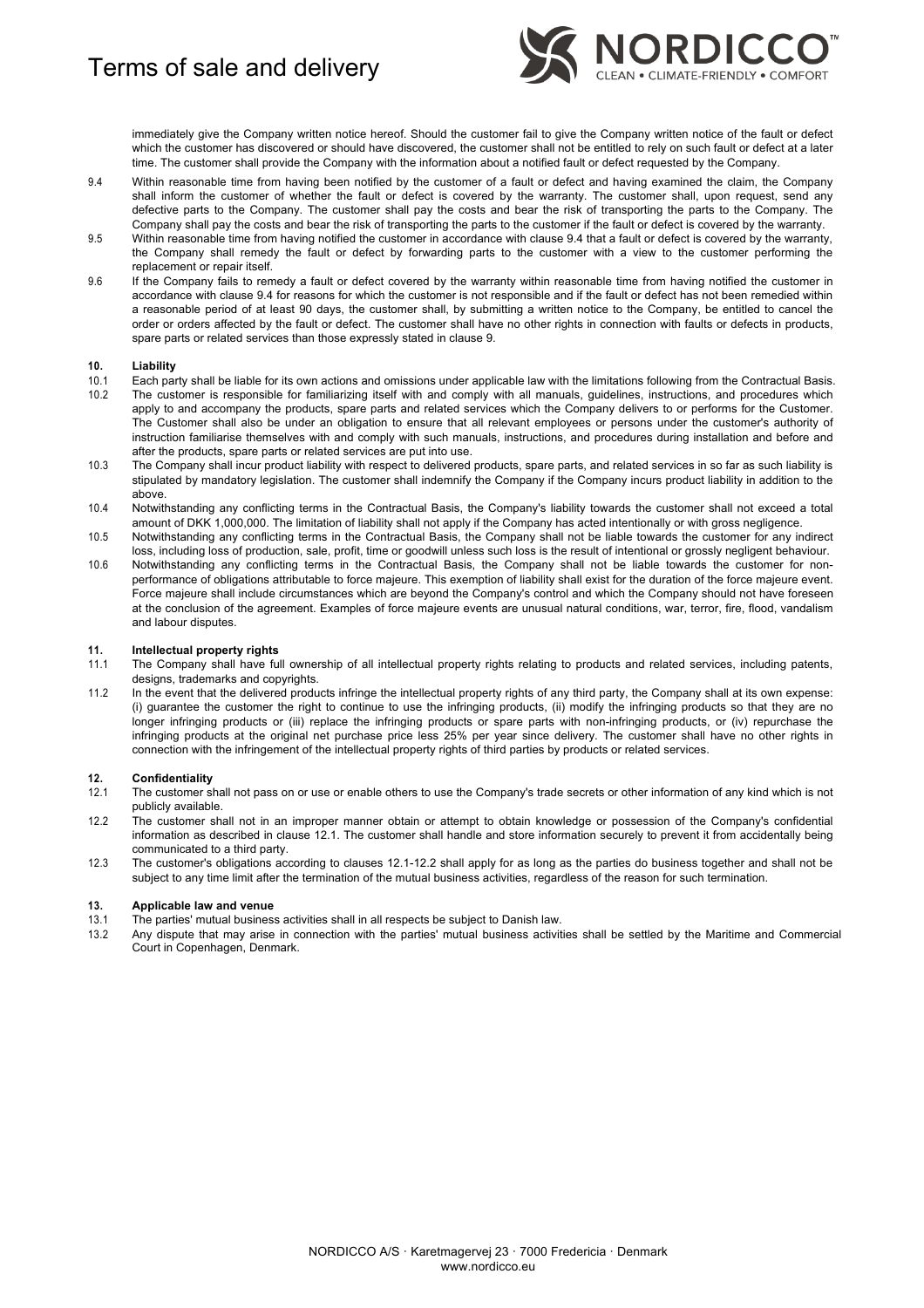immediately give the Company written notice hereof. Should the customer fail to give the Company written notice of the fault or defect which the customer has discovered or should have discovered, the customer shall not be entitled to rely on such fault or defect at a later time. The customer shall provide the Company with the information about a notified fault or defect requested by the Company.

9.4 Within reasonable time from having been notified by the customer of a fault or defect and having examined the claim, the Company shall inform the customer of whether the fault or defect is covered by the warranty. The customer shall, upon request, send any defective parts to the Company. The customer shall pay the costs and bear the risk of transporting the parts to the Company. The Company shall pay the costs and bear the risk of transporting the parts to the customer if the fault or defect is covered by the warranty.

9.5 Within reasonable time from having notified the customer in accordance with clause 9.4 that a fault or defect is covered by the warranty, the Company shall remedy the fault or defect by forwarding parts to the customer with a view to the customer performing the replacement or repair itself.

9.6 If the Company fails to remedy a fault or defect covered by the warranty within reasonable time from having notified the customer in accordance with clause 9.4 for reasons for which the customer is not responsible and if the fault or defect has not been remedied within a reasonable period of at least 90 days, the customer shall, by submitting a written notice to the Company, be entitled to cancel the order or orders affected by the fault or defect. The customer shall have no other rights in connection with faults or defects in products, spare parts or related services than those expressly stated in clause 9.

## 10. Liability

10.1 Each party shall be liable for its own actions and omissions under applicable law with the limitations following from the Contractual Basis.

10.2 The customer is responsible for familiarizing itself with and comply with all manuals, guidelines, instructions, and procedures which apply to and accompany the products, spare parts and related services which the Company delivers to or performs for the Customer. The Customer shall also be under an obligation to ensure that all relevant employees or persons under the customer's authority of instruction familiarise themselves with and comply with such manuals, instructions, and procedures during installation and before and after the products, spare parts or related services are put into use.

10.3 The Company shall incur product liability with respect to delivered products, spare parts, and related services in so far as such liability is stipulated by mandatory legislation. The customer shall indemnify the Company if the Company incurs product liability in addition to the above.

10.4 Notwithstanding any conflicting terms in the Contractual Basis, the Company's liability towards the customer shall not exceed a total amount of DKK 1,000,000. The limitation of liability shall not apply if the Company has acted intentionally or with gross negligence.

10.5 Notwithstanding any conflicting terms in the Contractual Basis, the Company shall not be liable towards the customer for any indirect loss, including loss of production, sale, profit, time or goodwill unless such loss is the result of intentional or grossly negligent behaviour.

10.6 Notwithstanding any conflicting terms in the Contractual Basis, the Company shall not be liable towards the customer for non-performance of obligations attributable to force majeure. This exemption of liability shall exist for the duration of the force majeure event. Force majeure shall include circumstances which are beyond the Company's control and which the Company should not have foreseen at the conclusion of the agreement. Examples of force majeure events are unusual natural conditions, war, terror, fire, flood, vandalism and labour disputes.

## 11. Intellectual property rights

11.1 The Company shall have full ownership of all intellectual property rights relating to products and related services, including patents, designs, trademarks and copyrights.

11.2 In the event that the delivered products infringe the intellectual property rights of any third party, the Company shall at its own expense: (i) guarantee the customer the right to continue to use the infringing products, (ii) modify the infringing products so that they are no longer infringing products or (iii) replace the infringing products or spare parts with non-infringing products, or (iv) repurchase the infringing products at the original net purchase price less 25% per year since delivery. The customer shall have no other rights in connection with the infringement of the intellectual property rights of third parties by products or related services.

## 12. Confidentiality

12.1 The customer shall not pass on or use or enable others to use the Company's trade secrets or other information of any kind which is not publicly available.

12.2 The customer shall not in an improper manner obtain or attempt to obtain knowledge or possession of the Company's confidential information as described in clause 12.1. The customer shall handle and store information securely to prevent it from accidentally being communicated to a third party.

12.3 The customer's obligations according to clauses 12.1-12.2 shall apply for as long as the parties do business together and shall not be subject to any time limit after the termination of the mutual business activities, regardless of the reason for such termination.

## 13. Applicable law and venue

13.1 The parties' mutual business activities shall in all respects be subject to Danish law.

13.2 Any dispute that may arise in connection with the parties' mutual business activities shall be settled by the Maritime and Commercial Court in Copenhagen, Denmark.

NORDICCO A/S · Karetmagervej 23 · 7000 Fredericia · Denmark
www.nordicco.eu